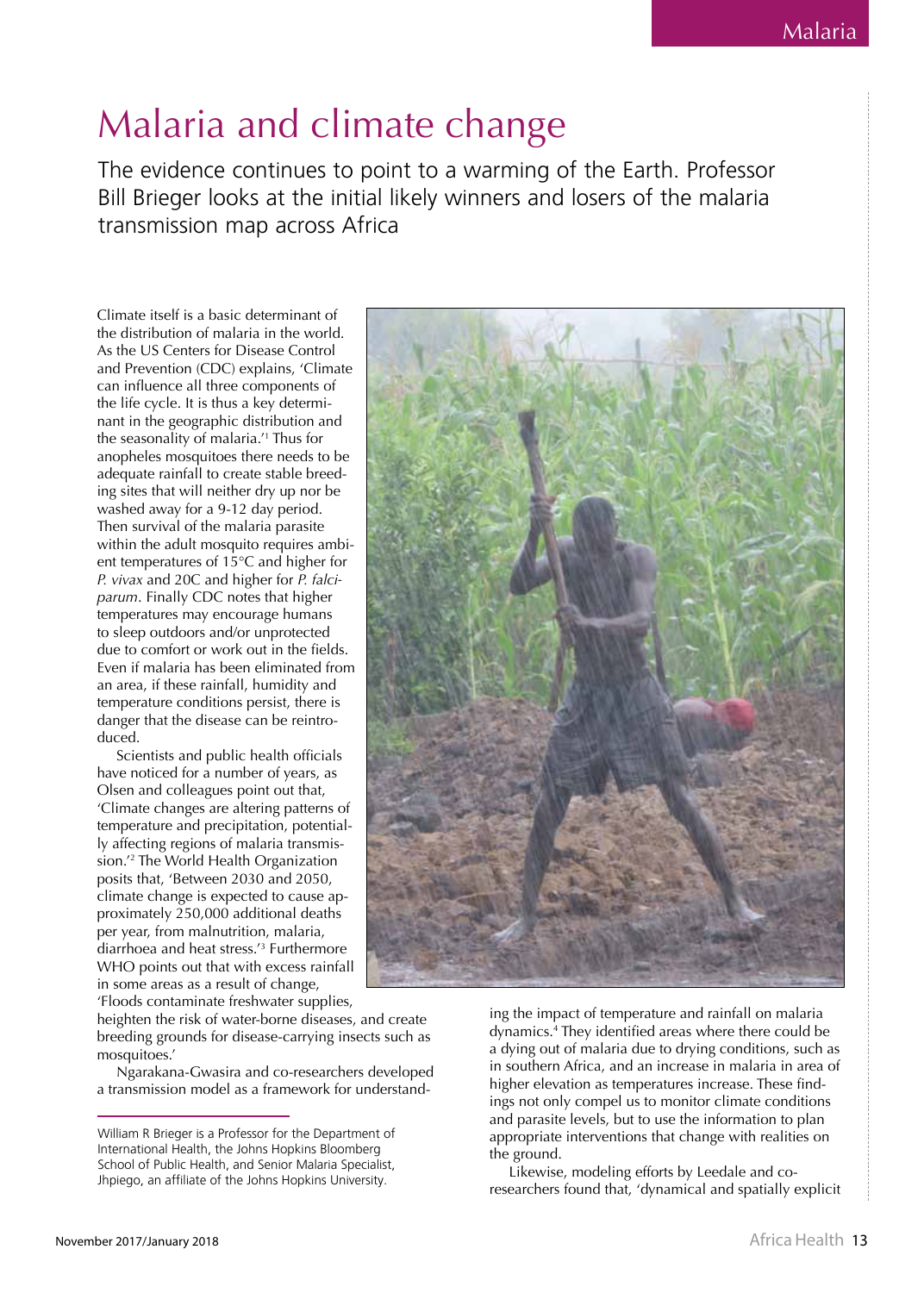# Malaria and climate change

The evidence continues to point to a warming of the Earth. Professor Bill Brieger looks at the initial likely winners and losers of the malaria transmission map across Africa

Climate itself is a basic determinant of the distribution of malaria in the world. As the US Centers for Disease Control and Prevention (CDC) explains, 'Climate can influence all three components of the life cycle. It is thus a key determinant in the geographic distribution and the seasonality of malaria.'[1] Thus for anopheles mosquitoes there needs to be adequate rainfall to create stable breeding sites that will neither dry up nor be washed away for a 9-12 day period. Then survival of the malaria parasite within the adult mosquito requires ambient temperatures of 15°C and higher for *P. vivax* and 20C and higher for *P. falciparum*. Finally CDC notes that higher temperatures may encourage humans to sleep outdoors and/or unprotected due to comfort or work out in the fields. Even if malaria has been eliminated from an area, if these rainfall, humidity and temperature conditions persist, there is danger that the disease can be reintroduced.

Scientists and public health officials have noticed for a number of years, as Olsen and colleagues point out that, 'Climate changes are altering patterns of temperature and precipitation, potentially affecting regions of malaria transmission.'[2] The World Health Organization posits that, 'Between 2030 and 2050, climate change is expected to cause approximately 250,000 additional deaths per year, from malnutrition, malaria, diarrhoea and heat stress.'[3] Furthermore WHO points out that with excess rainfall in some areas as a result of change, 'Floods contaminate freshwater supplies, heighten the risk of water-borne diseases, and create breeding grounds for disease-carrying insects such as mosquitoes.'

Ngarakana-Gwasira and co-researchers developed a transmission model as a framework for understanding the impact of temperature and rainfall on malaria dynamics.[4] They identified areas where there could be a dying out of malaria due to drying conditions, such as in southern Africa, and an increase in malaria in area of higher elevation as temperatures increase. These findings not only compel us to monitor climate conditions and parasite levels, but to use the information to plan appropriate interventions that change with realities on the ground.

Likewise, modeling efforts by Leedale and co-researchers found that, 'dynamical and spatially explicit

William R Brieger is a Professor for the Department of International Health, the Johns Hopkins Bloomberg School of Public Health, and Senior Malaria Specialist, Jhpiego, an affiliate of the Johns Hopkins University.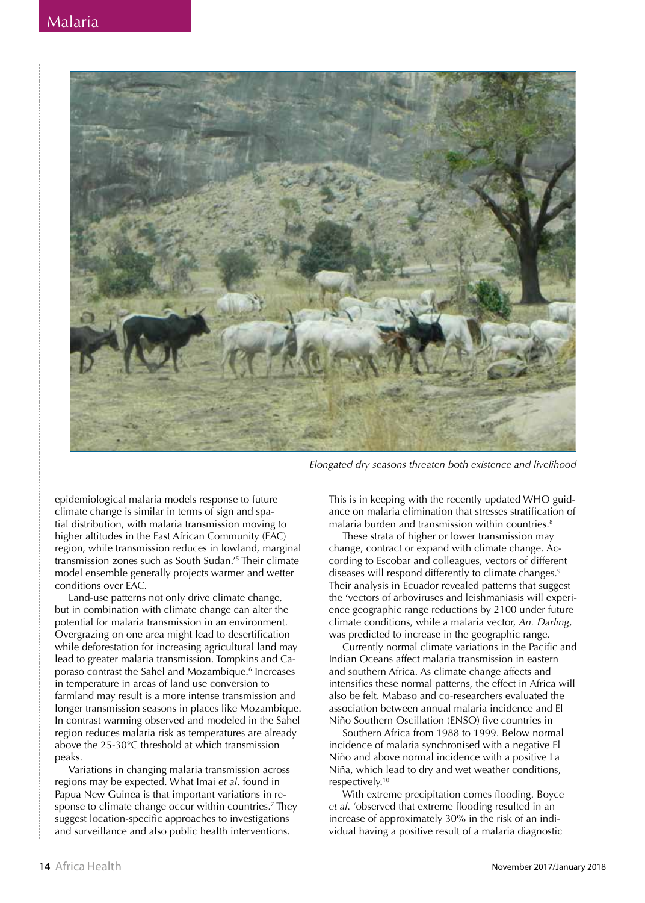*Elongated dry seasons threaten both existence and livelihood*

epidemiological malaria models response to future climate change is similar in terms of sign and spatial distribution, with malaria transmission moving to higher altitudes in the East African Community (EAC) region, while transmission reduces in lowland, marginal transmission zones such as South Sudan.'[5] Their climate model ensemble generally projects warmer and wetter conditions over EAC.

Land-use patterns not only drive climate change, but in combination with climate change can alter the potential for malaria transmission in an environment. Overgrazing on one area might lead to desertification while deforestation for increasing agricultural land may lead to greater malaria transmission. Tompkins and Caporaso contrast the Sahel and Mozambique.[6] Increases in temperature in areas of land use conversion to farmland may result is a more intense transmission and longer transmission seasons in places like Mozambique. In contrast warming observed and modeled in the Sahel region reduces malaria risk as temperatures are already above the 25-30°C threshold at which transmission peaks.

Variations in changing malaria transmission across regions may be expected. What Imai *et al*. found in Papua New Guinea is that important variations in response to climate change occur within countries.[7] They suggest location-specific approaches to investigations and surveillance and also public health interventions. This is in keeping with the recently updated WHO guidance on malaria elimination that stresses stratification of malaria burden and transmission within countries.[8]

These strata of higher or lower transmission may change, contract or expand with climate change. According to Escobar and colleagues, vectors of different diseases will respond differently to climate changes.[9] Their analysis in Ecuador revealed patterns that suggest the 'vectors of arboviruses and leishmaniasis will experience geographic range reductions by 2100 under future climate conditions, while a malaria vector, *An. Darling*, was predicted to increase in the geographic range.

Currently normal climate variations in the Pacific and Indian Oceans affect malaria transmission in eastern and southern Africa. As climate change affects and intensifies these normal patterns, the effect in Africa will also be felt. Mabaso and co-researchers evaluated the association between annual malaria incidence and El Niño Southern Oscillation (ENSO) five countries in

Southern Africa from 1988 to 1999. Below normal incidence of malaria synchronised with a negative El Niño and above normal incidence with a positive La Niña, which lead to dry and wet weather conditions, respectively.[10]

With extreme precipitation comes flooding. Boyce *et al*. 'observed that extreme flooding resulted in an increase of approximately 30% in the risk of an individual having a positive result of a malaria diagnostic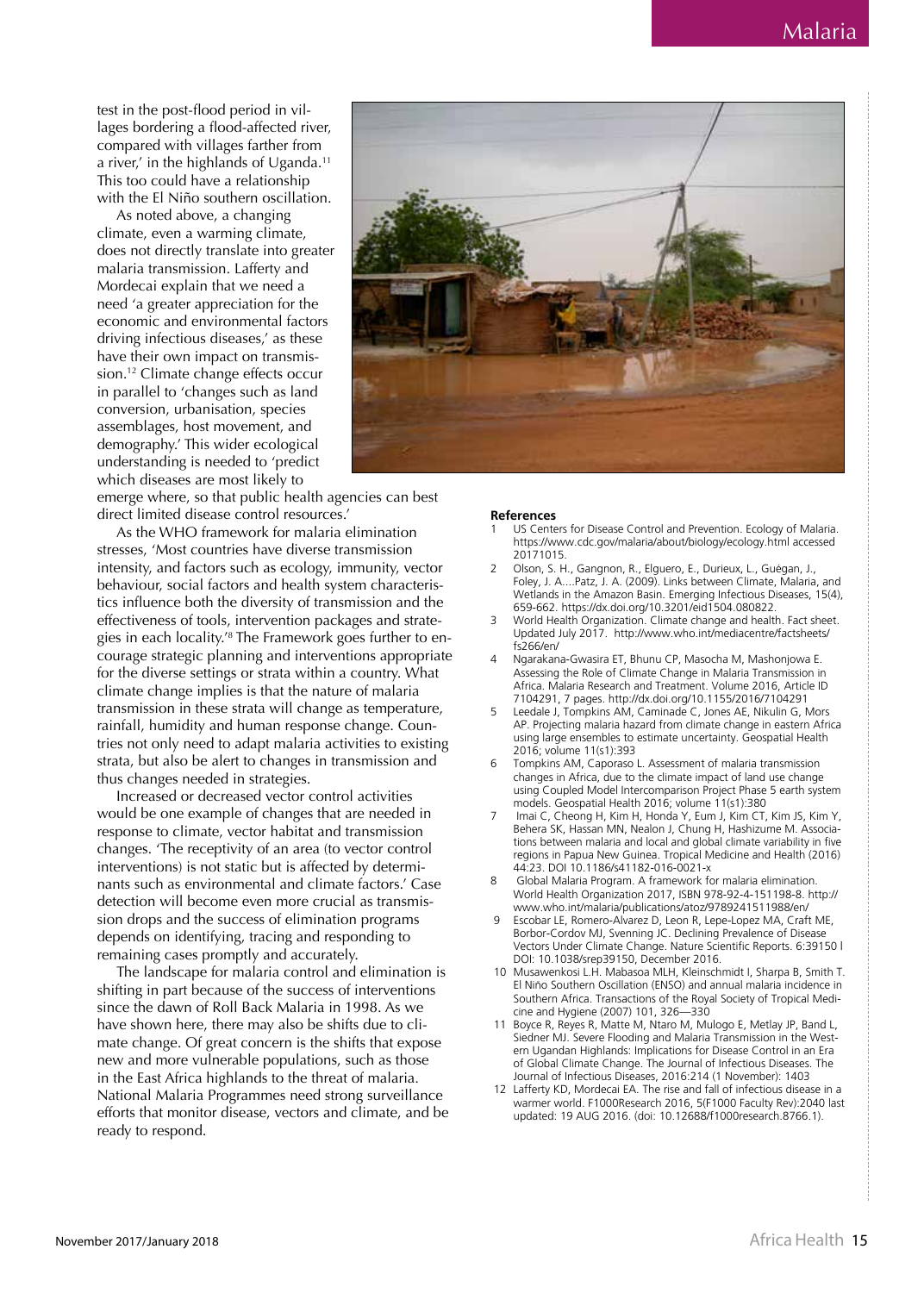test in the post-flood period in villages bordering a flood-affected river, compared with villages farther from a river,' in the highlands of Uganda.[11] This too could have a relationship with the El Niño southern oscillation.

As noted above, a changing climate, even a warming climate, does not directly translate into greater malaria transmission. Lafferty and Mordecai explain that we need a need 'a greater appreciation for the economic and environmental factors driving infectious diseases,' as these have their own impact on transmission.[12] Climate change effects occur in parallel to 'changes such as land conversion, urbanisation, species assemblages, host movement, and demography.' This wider ecological understanding is needed to 'predict which diseases are most likely to emerge where, so that public health agencies can best direct limited disease control resources.'

As the WHO framework for malaria elimination stresses, 'Most countries have diverse transmission intensity, and factors such as ecology, immunity, vector behaviour, social factors and health system characteristics influence both the diversity of transmission and the effectiveness of tools, intervention packages and strategies in each locality.'[8] The Framework goes further to encourage strategic planning and interventions appropriate for the diverse settings or strata within a country. What climate change implies is that the nature of malaria transmission in these strata will change as temperature, rainfall, humidity and human response change. Countries not only need to adapt malaria activities to existing strata, but also be alert to changes in transmission and thus changes needed in strategies.

Increased or decreased vector control activities would be one example of changes that are needed in response to climate, vector habitat and transmission changes. 'The receptivity of an area (to vector control interventions) is not static but is affected by determinants such as environmental and climate factors.' Case detection will become even more crucial as transmission drops and the success of elimination programs depends on identifying, tracing and responding to remaining cases promptly and accurately.

The landscape for malaria control and elimination is shifting in part because of the success of interventions since the dawn of Roll Back Malaria in 1998. As we have shown here, there may also be shifts due to climate change. Of great concern is the shifts that expose new and more vulnerable populations, such as those in the East Africa highlands to the threat of malaria. National Malaria Programmes need strong surveillance efforts that monitor disease, vectors and climate, and be ready to respond.

## References

1. US Centers for Disease Control and Prevention. Ecology of Malaria. https://www.cdc.gov/malaria/about/biology/ecology.html accessed 20171015.
2. Olson, S. H., Gangnon, R., Elguero, E., Durieux, L., Guégan, J., Foley, J. A....Patz, J. A. (2009). Links between Climate, Malaria, and Wetlands in the Amazon Basin. Emerging Infectious Diseases, 15(4), 659-662. https://dx.doi.org/10.3201/eid1504.080822.
3. World Health Organization. Climate change and health. Fact sheet. Updated July 2017. http://www.who.int/mediacentre/factsheets/fs266/en/
4. Ngarakana-Gwasira ET, Bhunu CP, Masocha M, Mashonjowa E. Assessing the Role of Climate Change in Malaria Transmission in Africa. Malaria Research and Treatment. Volume 2016, Article ID 7104291, 7 pages. http://dx.doi.org/10.1155/2016/7104291
5. Leedale J, Tompkins AM, Caminade C, Jones AE, Nikulin G, Mors AP. Projecting malaria hazard from climate change in eastern Africa using large ensembles to estimate uncertainty. Geospatial Health 2016; volume 11(s1):393
6. Tompkins AM, Caporaso L. Assessment of malaria transmission changes in Africa, due to the climate impact of land use change using Coupled Model Intercomparison Project Phase 5 earth system models. Geospatial Health 2016; volume 11(s1):380
7. Imai C, Cheong H, Kim H, Honda Y, Eum J, Kim CT, Kim JS, Kim Y, Behera SK, Hassan MN, Nealon J, Chung H, Hashizume M. Associations between malaria and local and global climate variability in five regions in Papua New Guinea. Tropical Medicine and Health (2016) 44:23. DOI 10.1186/s41182-016-0021-x
8. Global Malaria Program. A framework for malaria elimination. World Health Organization 2017, ISBN 978-92-4-151198-8. http://www.who.int/malaria/publications/atoz/9789241511988/en/
9. Escobar LE, Romero-Alvarez D, Leon R, Lepe-Lopez MA, Craft ME, Borbor-Cordov MJ, Svenning JC. Declining Prevalence of Disease Vectors Under Climate Change. Nature Scientific Reports. 6:39150 | DOI: 10.1038/srep39150, December 2016.
10. Musawenkosi L.H. Mabasoa MLH, Kleinschmidt I, Sharpa B, Smith T. El Niño Southern Oscillation (ENSO) and annual malaria incidence in Southern Africa. Transactions of the Royal Society of Tropical Medicine and Hygiene (2007) 101, 326—330
11. Boyce R, Reyes R, Matte M, Ntaro M, Mulogo E, Metlay JP, Band L, Siedner MJ. Severe Flooding and Malaria Transmission in the Western Ugandan Highlands: Implications for Disease Control in an Era of Global Climate Change. The Journal of Infectious Diseases. The Journal of Infectious Diseases, 2016:214 (1 November): 1403
12. Lafferty KD, Mordecai EA. The rise and fall of infectious disease in a warmer world. F1000Research 2016, 5(F1000 Faculty Rev):2040 last updated: 19 AUG 2016. (doi: 10.12688/f1000research.8766.1).